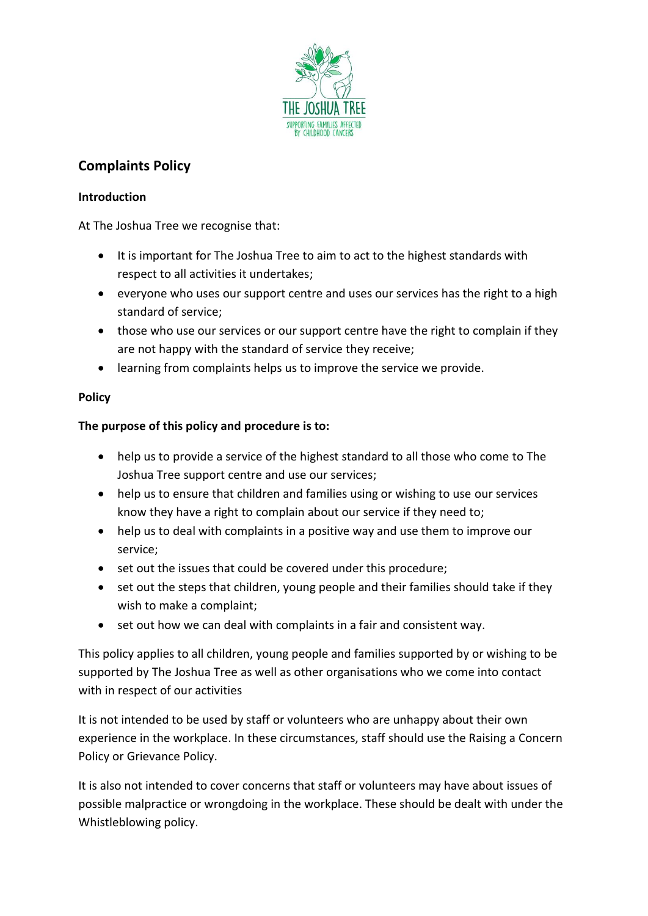# Complaints Policy

## Introduction

At The Joshua Tree we recognise that:

- It is important for The Joshua Tree to aim to act to the highest standards with respect to all activities it undertakes;
- everyone who uses our support centre and uses our services has the right to a high standard of service;
- those who use our services or our support centre have the right to complain if they are not happy with the standard of service they receive;
- learning from complaints helps us to improve the service we provide.

## Policy

**The purpose of this policy and procedure is to:**

- help us to provide a service of the highest standard to all those who come to The Joshua Tree support centre and use our services;
- help us to ensure that children and families using or wishing to use our services know they have a right to complain about our service if they need to;
- help us to deal with complaints in a positive way and use them to improve our service;
- set out the issues that could be covered under this procedure;
- set out the steps that children, young people and their families should take if they wish to make a complaint;
- set out how we can deal with complaints in a fair and consistent way.

This policy applies to all children, young people and families supported by or wishing to be supported by The Joshua Tree as well as other organisations who we come into contact with in respect of our activities

It is not intended to be used by staff or volunteers who are unhappy about their own experience in the workplace. In these circumstances, staff should use the Raising a Concern Policy or Grievance Policy.

It is also not intended to cover concerns that staff or volunteers may have about issues of possible malpractice or wrongdoing in the workplace. These should be dealt with under the Whistleblowing policy.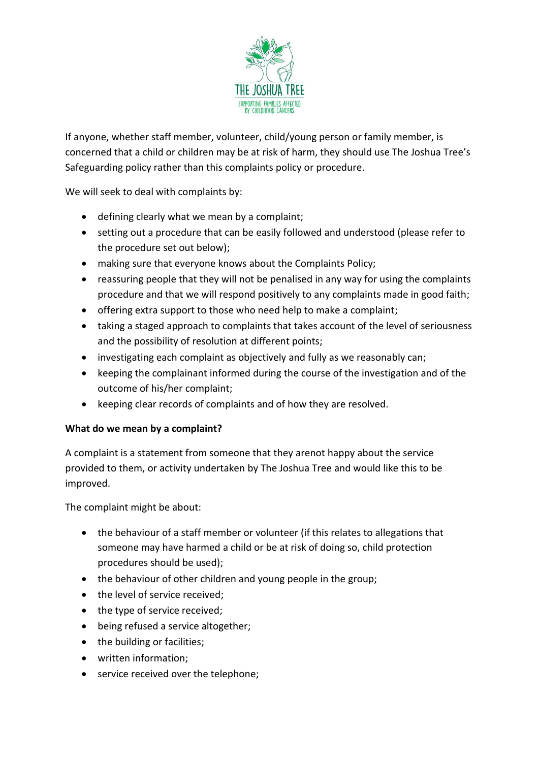If anyone, whether staff member, volunteer, child/young person or family member, is concerned that a child or children may be at risk of harm, they should use The Joshua Tree's Safeguarding policy rather than this complaints policy or procedure.

We will seek to deal with complaints by:

- defining clearly what we mean by a complaint;
- setting out a procedure that can be easily followed and understood (please refer to the procedure set out below);
- making sure that everyone knows about the Complaints Policy;
- reassuring people that they will not be penalised in any way for using the complaints procedure and that we will respond positively to any complaints made in good faith;
- offering extra support to those who need help to make a complaint;
- taking a staged approach to complaints that takes account of the level of seriousness and the possibility of resolution at different points;
- investigating each complaint as objectively and fully as we reasonably can;
- keeping the complainant informed during the course of the investigation and of the outcome of his/her complaint;
- keeping clear records of complaints and of how they are resolved.

**What do we mean by a complaint?**

A complaint is a statement from someone that they arenot happy about the service provided to them, or activity undertaken by The Joshua Tree and would like this to be improved.

The complaint might be about:

- the behaviour of a staff member or volunteer (if this relates to allegations that someone may have harmed a child or be at risk of doing so, child protection procedures should be used);
- the behaviour of other children and young people in the group;
- the level of service received;
- the type of service received;
- being refused a service altogether;
- the building or facilities;
- written information;
- service received over the telephone;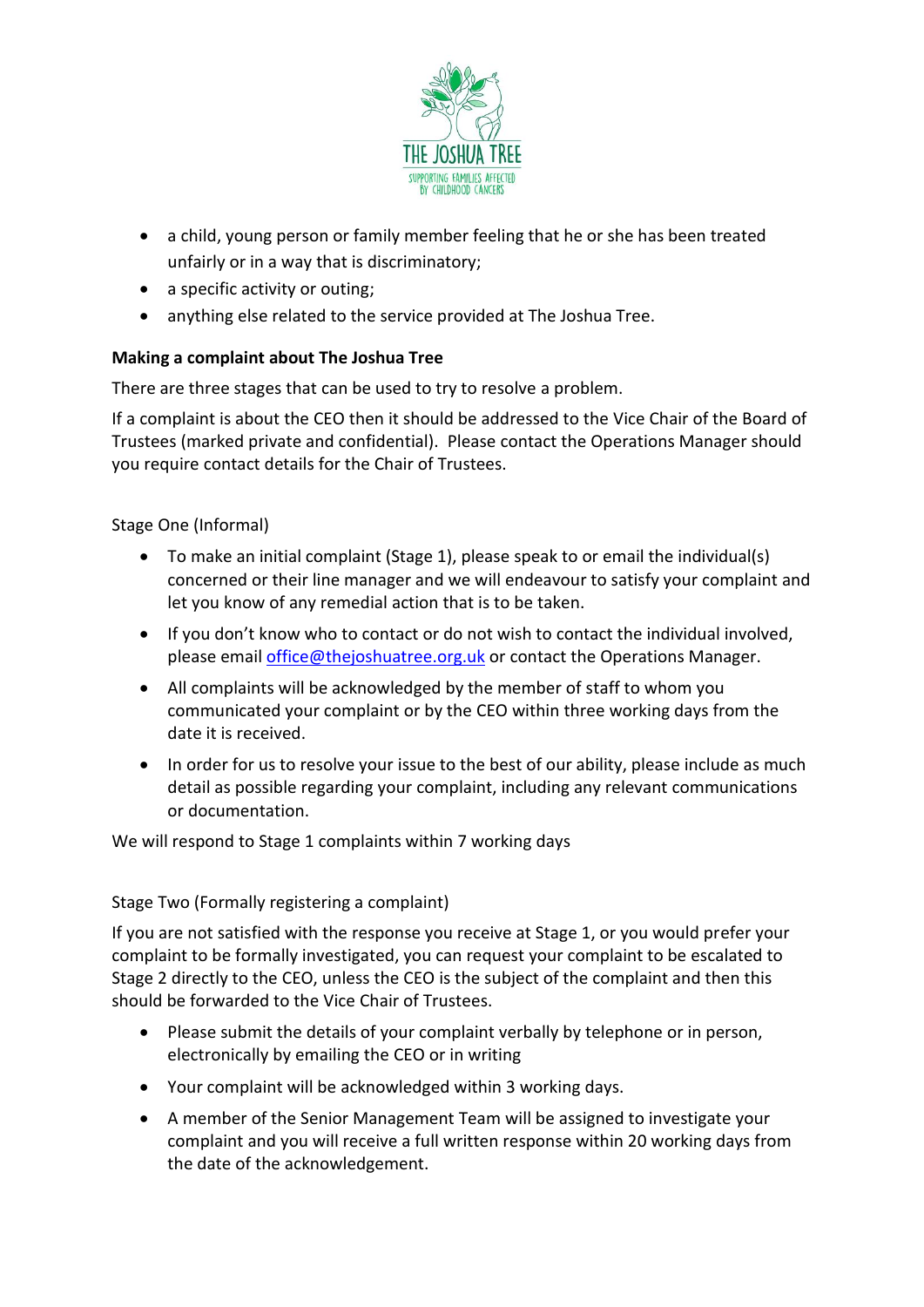- a child, young person or family member feeling that he or she has been treated unfairly or in a way that is discriminatory;
- a specific activity or outing;
- anything else related to the service provided at The Joshua Tree.

**Making a complaint about The Joshua Tree**

There are three stages that can be used to try to resolve a problem.

If a complaint is about the CEO then it should be addressed to the Vice Chair of the Board of Trustees (marked private and confidential). Please contact the Operations Manager should you require contact details for the Chair of Trustees.

Stage One (Informal)

- To make an initial complaint (Stage 1), please speak to or email the individual(s) concerned or their line manager and we will endeavour to satisfy your complaint and let you know of any remedial action that is to be taken.
- If you don't know who to contact or do not wish to contact the individual involved, please email office@thejoshuatree.org.uk or contact the Operations Manager.
- All complaints will be acknowledged by the member of staff to whom you communicated your complaint or by the CEO within three working days from the date it is received.
- In order for us to resolve your issue to the best of our ability, please include as much detail as possible regarding your complaint, including any relevant communications or documentation.

We will respond to Stage 1 complaints within 7 working days

Stage Two (Formally registering a complaint)

If you are not satisfied with the response you receive at Stage 1, or you would prefer your complaint to be formally investigated, you can request your complaint to be escalated to Stage 2 directly to the CEO, unless the CEO is the subject of the complaint and then this should be forwarded to the Vice Chair of Trustees.

- Please submit the details of your complaint verbally by telephone or in person, electronically by emailing the CEO or in writing
- Your complaint will be acknowledged within 3 working days.
- A member of the Senior Management Team will be assigned to investigate your complaint and you will receive a full written response within 20 working days from the date of the acknowledgement.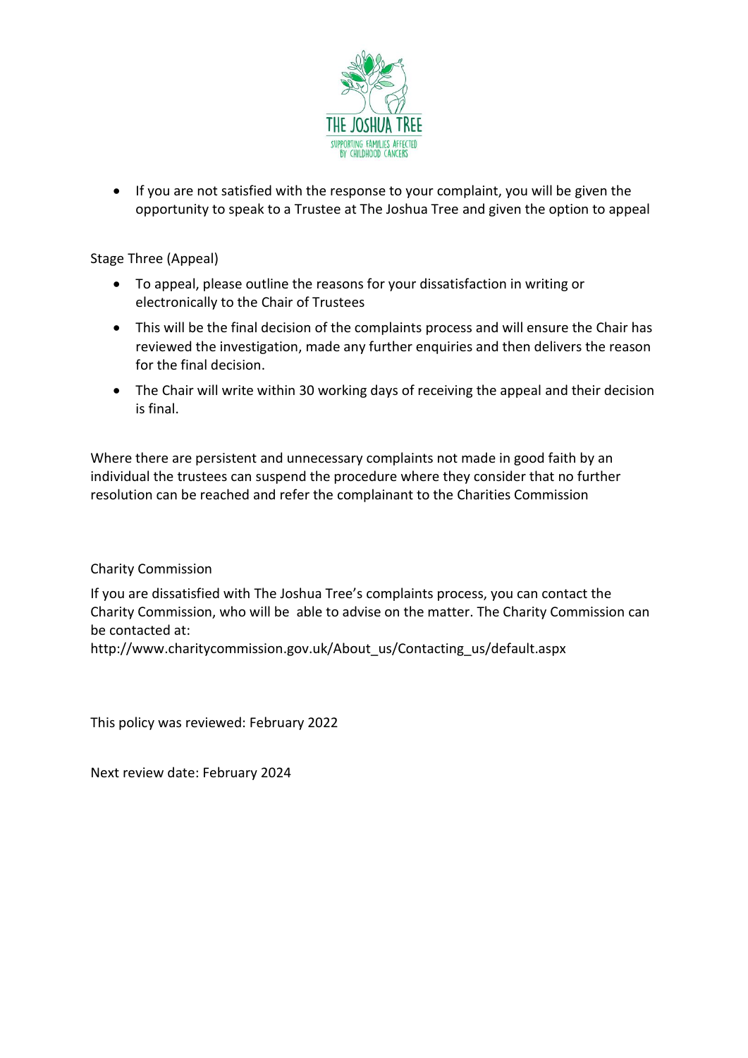- If you are not satisfied with the response to your complaint, you will be given the opportunity to speak to a Trustee at The Joshua Tree and given the option to appeal

Stage Three (Appeal)

- To appeal, please outline the reasons for your dissatisfaction in writing or electronically to the Chair of Trustees
- This will be the final decision of the complaints process and will ensure the Chair has reviewed the investigation, made any further enquiries and then delivers the reason for the final decision.
- The Chair will write within 30 working days of receiving the appeal and their decision is final.

Where there are persistent and unnecessary complaints not made in good faith by an individual the trustees can suspend the procedure where they consider that no further resolution can be reached and refer the complainant to the Charities Commission

Charity Commission

If you are dissatisfied with The Joshua Tree's complaints process, you can contact the Charity Commission, who will be able to advise on the matter. The Charity Commission can be contacted at:
http://www.charitycommission.gov.uk/About_us/Contacting_us/default.aspx

This policy was reviewed: February 2022

Next review date: February 2024